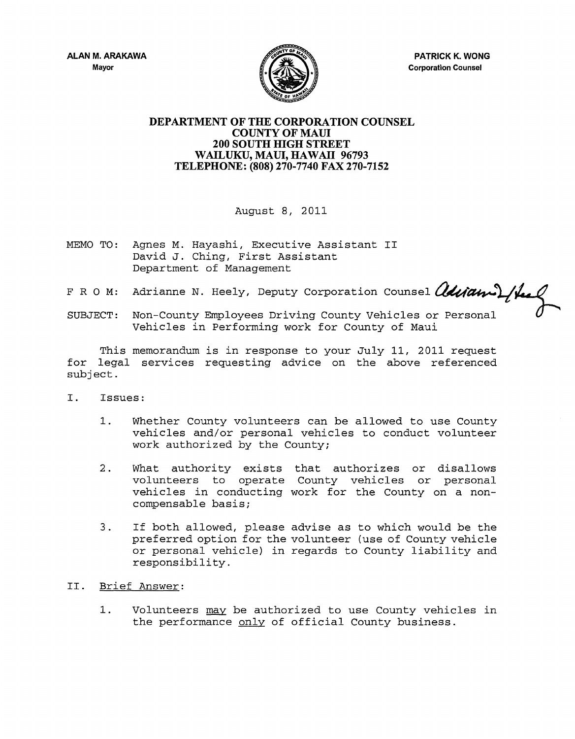ALAN M. ARAKAWA
Mayor

PATRICK K. WONG
Corporation Counsel

**DEPARTMENT OF THE CORPORATION COUNSEL**
**COUNTY OF MAUI**
**200 SOUTH HIGH STREET**
**WAILUKU, MAUI, HAWAII 96793**
**TELEPHONE: (808) 270-7740 FAX 270-7152**

August 8, 2011

MEMO TO: Agnes M. Hayashi, Executive Assistant II
David J. Ching, First Assistant
Department of Management

F R O M: Adrianne N. Heely, Deputy Corporation Counsel

SUBJECT: Non-County Employees Driving County Vehicles or Personal Vehicles in Performing work for County of Maui

This memorandum is in response to your July 11, 2011 request for legal services requesting advice on the above referenced subject.

I. Issues:

1. Whether County volunteers can be allowed to use County vehicles and/or personal vehicles to conduct volunteer work authorized by the County;

2. What authority exists that authorizes or disallows volunteers to operate County vehicles or personal vehicles in conducting work for the County on a non-compensable basis;

3. If both allowed, please advise as to which would be the preferred option for the volunteer (use of County vehicle or personal vehicle) in regards to County liability and responsibility.

II. Brief Answer:

1. Volunteers <u>may</u> be authorized to use County vehicles in the performance <u>only</u> of official County business.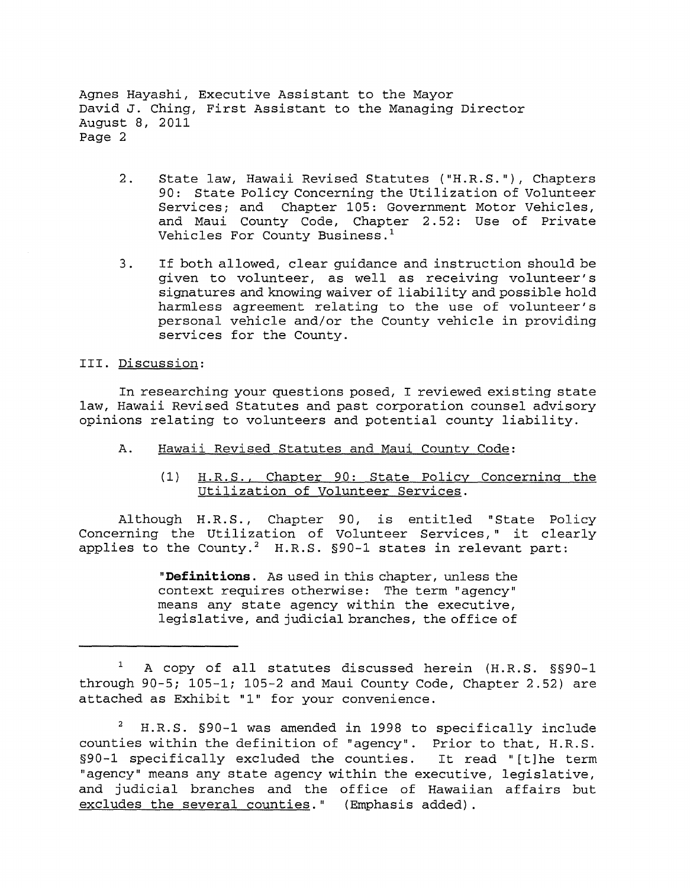2. State law, Hawaii Revised Statutes ("H.R.S."), Chapters 90: State Policy Concerning the Utilization of Volunteer Services; and Chapter 105: Government Motor Vehicles, and Maui County Code, Chapter 2.52: Use of Private Vehicles For County Business.[1]

3. If both allowed, clear guidance and instruction should be given to volunteer, as well as receiving volunteer's signatures and knowing waiver of liability and possible hold harmless agreement relating to the use of volunteer's personal vehicle and/or the County vehicle in providing services for the County.

III. Discussion:

In researching your questions posed, I reviewed existing state law, Hawaii Revised Statutes and past corporation counsel advisory opinions relating to volunteers and potential county liability.

A. Hawaii Revised Statutes and Maui County Code:

(1) H.R.S., Chapter 90: State Policy Concerning the Utilization of Volunteer Services.

Although H.R.S., Chapter 90, is entitled "State Policy Concerning the Utilization of Volunteer Services," it clearly applies to the County.[2] H.R.S. §90-1 states in relevant part:

> "**Definitions**. As used in this chapter, unless the context requires otherwise: The term "agency" means any state agency within the executive, legislative, and judicial branches, the office of

---

[1] A copy of all statutes discussed herein (H.R.S. §§90-1 through 90-5; 105-1; 105-2 and Maui County Code, Chapter 2.52) are attached as Exhibit "1" for your convenience.

[2] H.R.S. §90-1 was amended in 1998 to specifically include counties within the definition of "agency". Prior to that, H.R.S. §90-1 specifically excluded the counties. It read "[t]he term "agency" means any state agency within the executive, legislative, and judicial branches and the office of Hawaiian affairs but excludes the several counties." (Emphasis added).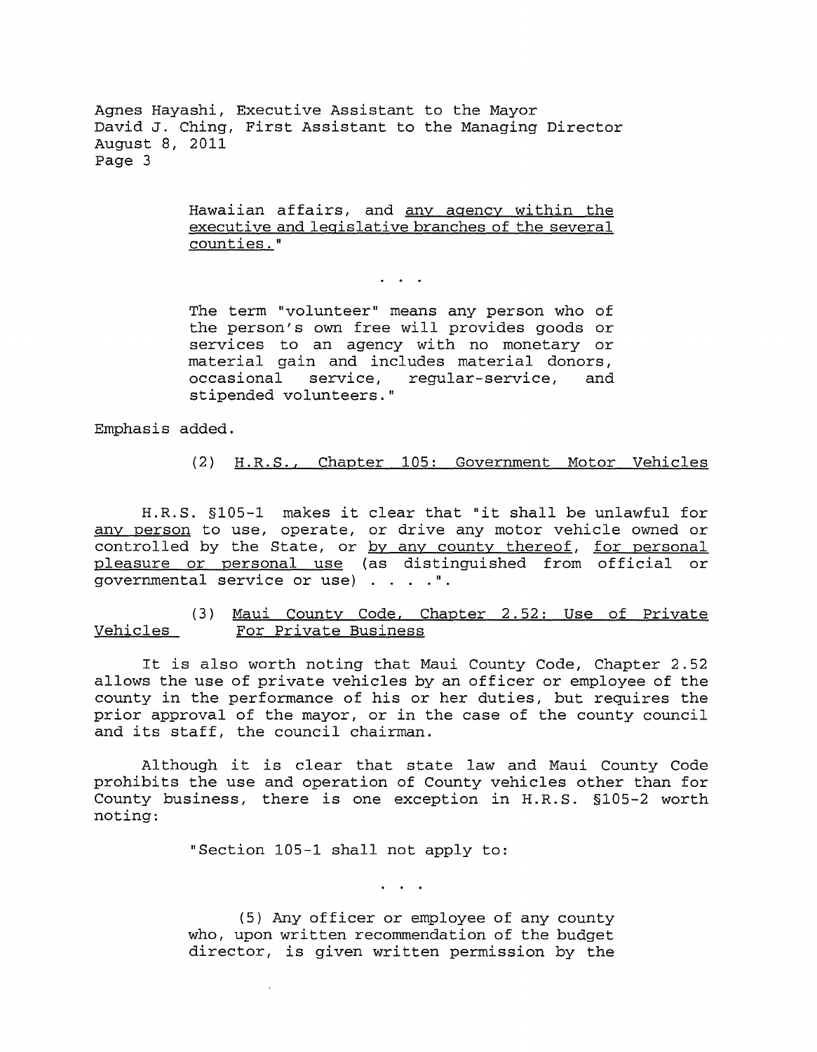> Hawaiian affairs, and <u>any agency within the executive and legislative branches of the several counties.</u>"
>
> . . .
>
> The term "volunteer" means any person who of the person's own free will provides goods or services to an agency with no monetary or material gain and includes material donors, occasional service, regular-service, and stipended volunteers."

Emphasis added.

(2) <u>H.R.S., Chapter 105: Government Motor Vehicles</u>

H.R.S. §105-1 makes it clear that "it shall be unlawful for <u>any person</u> to use, operate, or drive any motor vehicle owned or controlled by the State, or <u>by any county thereof</u>, <u>for personal pleasure or personal use</u> (as distinguished from official or governmental service or use) . . . .".

(3) <u>Maui County Code, Chapter 2.52: Use of Private Vehicles For Private Business</u>

It is also worth noting that Maui County Code, Chapter 2.52 allows the use of private vehicles by an officer or employee of the county in the performance of his or her duties, but requires the prior approval of the mayor, or in the case of the county council and its staff, the council chairman.

Although it is clear that state law and Maui County Code prohibits the use and operation of County vehicles other than for County business, there is one exception in H.R.S. §105-2 worth noting:

> "Section 105-1 shall not apply to:
>
> . . .
>
> (5) Any officer or employee of any county who, upon written recommendation of the budget director, is given written permission by the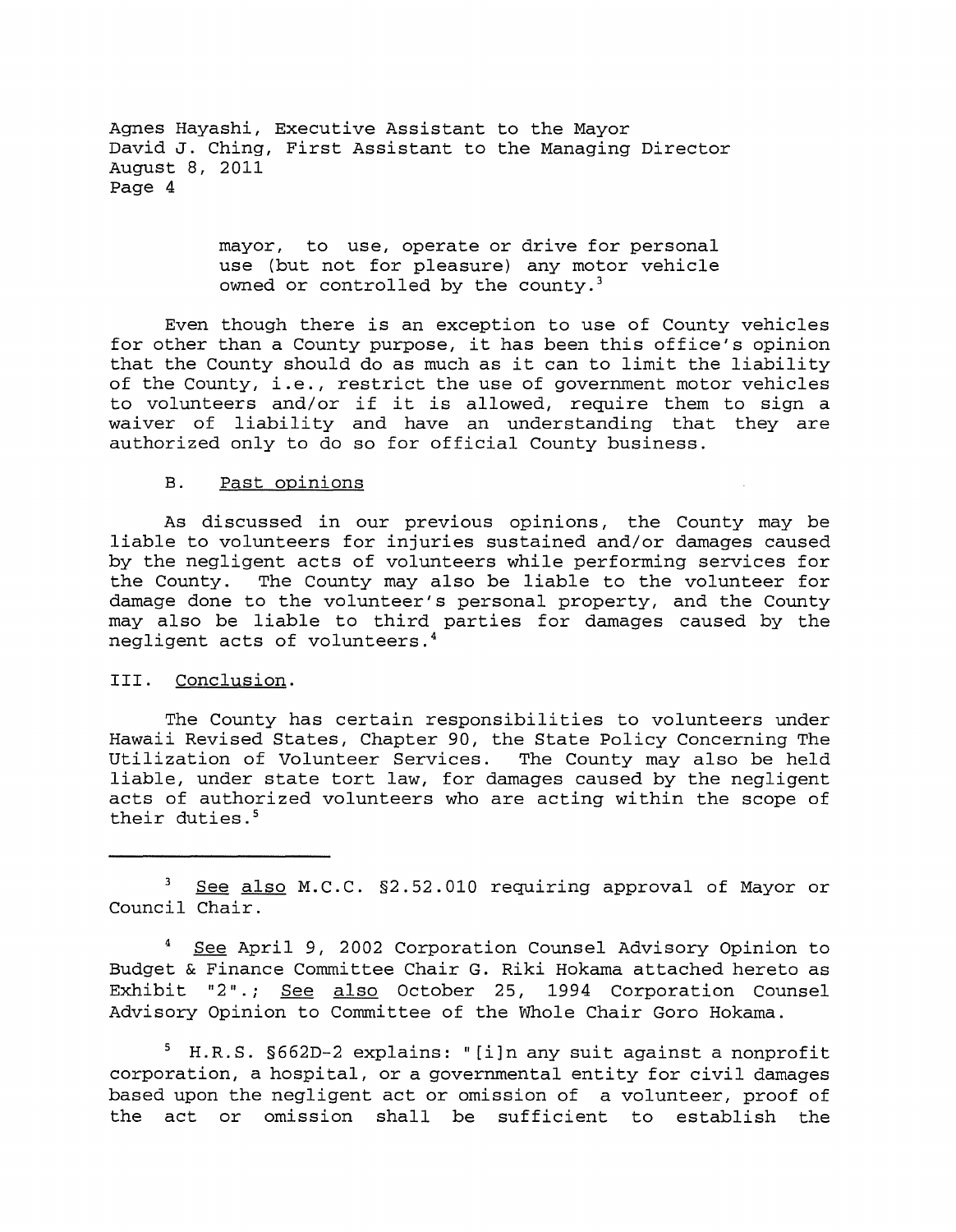> mayor, to use, operate or drive for personal use (but not for pleasure) any motor vehicle owned or controlled by the county.[3]

Even though there is an exception to use of County vehicles for other than a County purpose, it has been this office's opinion that the County should do as much as it can to limit the liability of the County, i.e., restrict the use of government motor vehicles to volunteers and/or if it is allowed, require them to sign a waiver of liability and have an understanding that they are authorized only to do so for official County business.

B. <u>Past opinions</u>

As discussed in our previous opinions, the County may be liable to volunteers for injuries sustained and/or damages caused by the negligent acts of volunteers while performing services for the County. The County may also be liable to the volunteer for damage done to the volunteer's personal property, and the County may also be liable to third parties for damages caused by the negligent acts of volunteers.[4]

III. <u>Conclusion</u>.

The County has certain responsibilities to volunteers under Hawaii Revised States, Chapter 90, the State Policy Concerning The Utilization of Volunteer Services. The County may also be held liable, under state tort law, for damages caused by the negligent acts of authorized volunteers who are acting within the scope of their duties.[5]

---

[3] <u>See</u> <u>also</u> M.C.C. §2.52.010 requiring approval of Mayor or Council Chair.

[4] <u>See</u> April 9, 2002 Corporation Counsel Advisory Opinion to Budget & Finance Committee Chair G. Riki Hokama attached hereto as Exhibit "2".; <u>See</u> <u>also</u> October 25, 1994 Corporation Counsel Advisory Opinion to Committee of the Whole Chair Goro Hokama.

[5] H.R.S. §662D-2 explains: "[i]n any suit against a nonprofit corporation, a hospital, or a governmental entity for civil damages based upon the negligent act or omission of a volunteer, proof of the act or omission shall be sufficient to establish the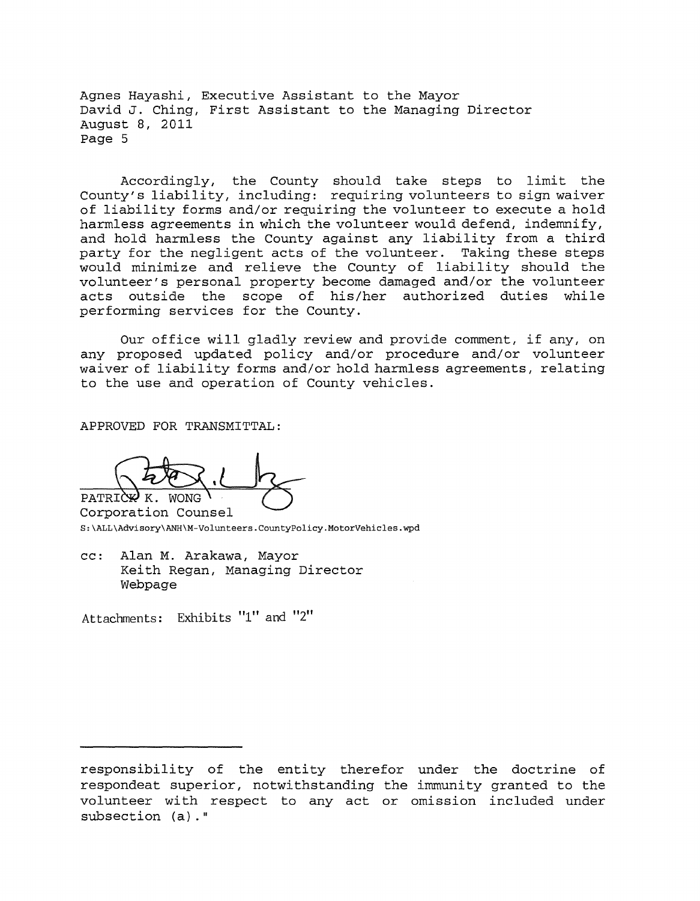Accordingly, the County should take steps to limit the County's liability, including: requiring volunteers to sign waiver of liability forms and/or requiring the volunteer to execute a hold harmless agreements in which the volunteer would defend, indemnify, and hold harmless the County against any liability from a third party for the negligent acts of the volunteer. Taking these steps would minimize and relieve the County of liability should the volunteer's personal property become damaged and/or the volunteer acts outside the scope of his/her authorized duties while performing services for the County.

Our office will gladly review and provide comment, if any, on any proposed updated policy and/or procedure and/or volunteer waiver of liability forms and/or hold harmless agreements, relating to the use and operation of County vehicles.

APPROVED FOR TRANSMITTAL:

PATRICK K. WONG
Corporation Counsel

S:\ALL\Advisory\ANH\M-Volunteers.CountyPolicy.MotorVehicles.wpd

cc: Alan M. Arakawa, Mayor
Keith Regan, Managing Director
Webpage

Attachments: Exhibits "1" and "2"

---

responsibility of the entity therefor under the doctrine of respondeat superior, notwithstanding the immunity granted to the volunteer with respect to any act or omission included under subsection (a)."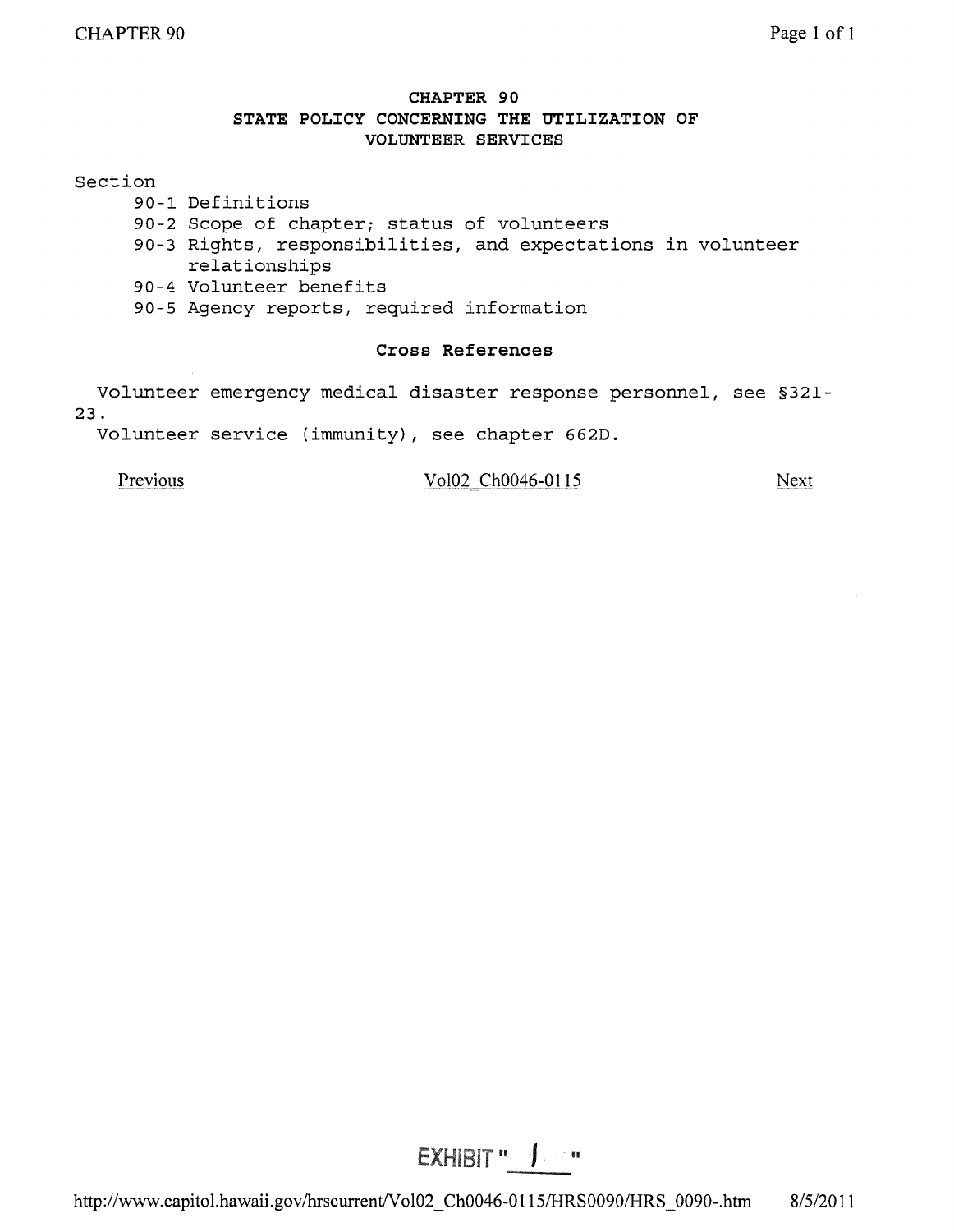# CHAPTER 90
## STATE POLICY CONCERNING THE UTILIZATION OF VOLUNTEER SERVICES

Section

- 90-1 Definitions
- 90-2 Scope of chapter; status of volunteers
- 90-3 Rights, responsibilities, and expectations in volunteer relationships
- 90-4 Volunteer benefits
- 90-5 Agency reports, required information

### Cross References

Volunteer emergency medical disaster response personnel, see §321-23.

Volunteer service (immunity), see chapter 662D.

Previous Vol02_Ch0046-0115 Next

EXHIBIT "1"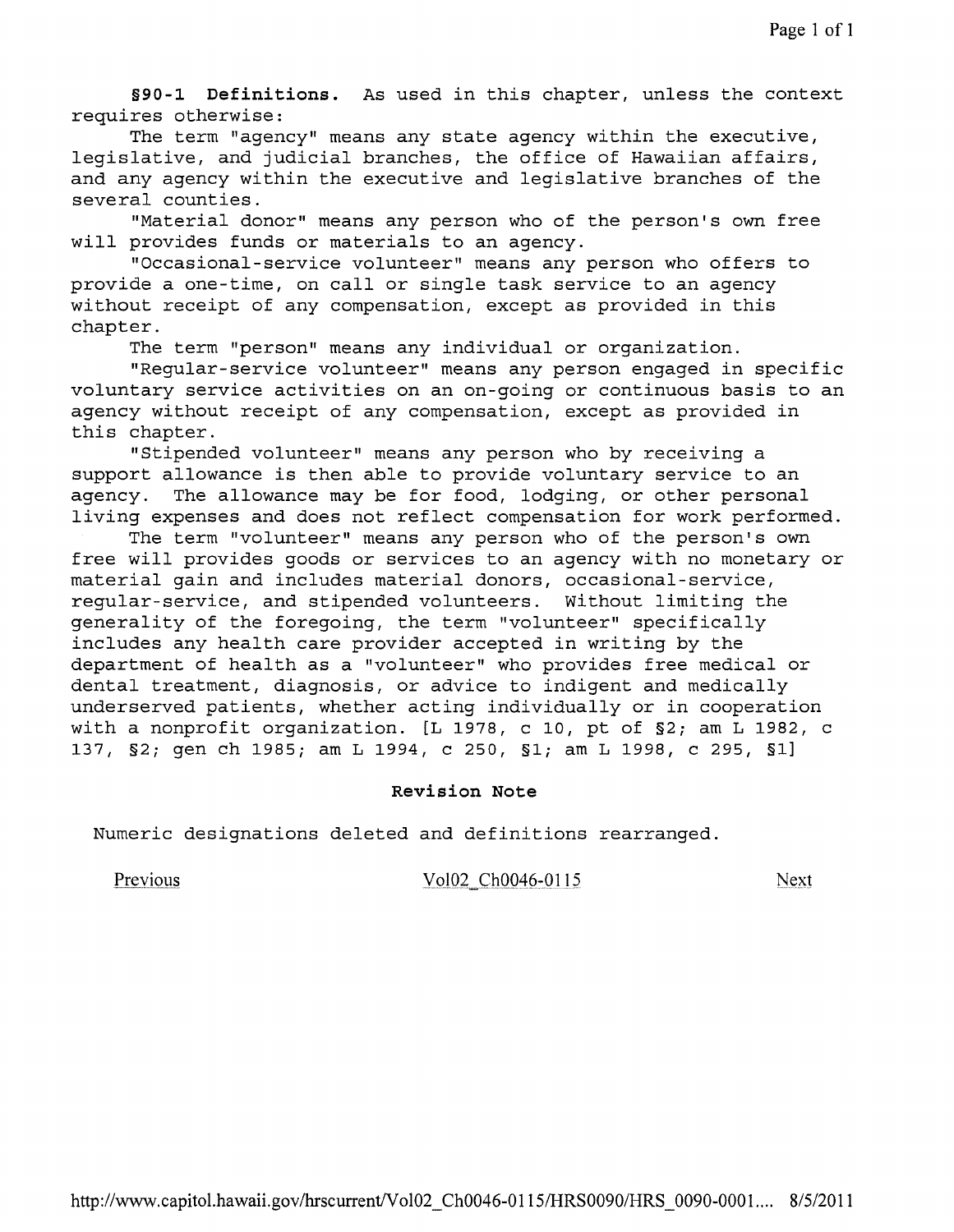**§90-1 Definitions.** As used in this chapter, unless the context requires otherwise:

The term "agency" means any state agency within the executive, legislative, and judicial branches, the office of Hawaiian affairs, and any agency within the executive and legislative branches of the several counties.

"Material donor" means any person who of the person's own free will provides funds or materials to an agency.

"Occasional-service volunteer" means any person who offers to provide a one-time, on call or single task service to an agency without receipt of any compensation, except as provided in this chapter.

The term "person" means any individual or organization.

"Regular-service volunteer" means any person engaged in specific voluntary service activities on an on-going or continuous basis to an agency without receipt of any compensation, except as provided in this chapter.

"Stipended volunteer" means any person who by receiving a support allowance is then able to provide voluntary service to an agency. The allowance may be for food, lodging, or other personal living expenses and does not reflect compensation for work performed.

The term "volunteer" means any person who of the person's own free will provides goods or services to an agency with no monetary or material gain and includes material donors, occasional-service, regular-service, and stipended volunteers. Without limiting the generality of the foregoing, the term "volunteer" specifically includes any health care provider accepted in writing by the department of health as a "volunteer" who provides free medical or dental treatment, diagnosis, or advice to indigent and medically underserved patients, whether acting individually or in cooperation with a nonprofit organization. [L 1978, c 10, pt of §2; am L 1982, c 137, §2; gen ch 1985; am L 1994, c 250, §1; am L 1998, c 295, §1]

**Revision Note**

Numeric designations deleted and definitions rearranged.

Previous Vol02_Ch0046-0115 Next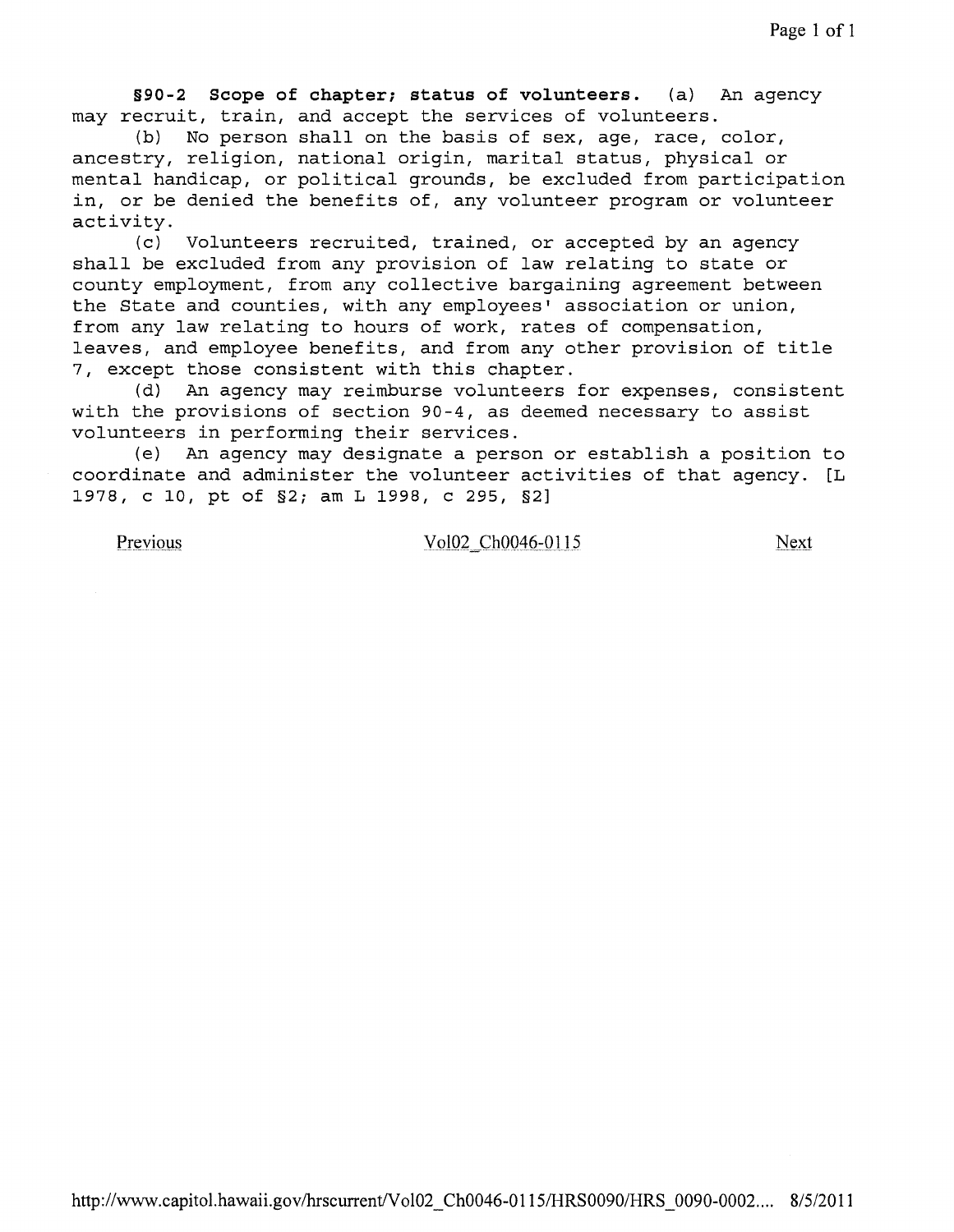**§90-2 Scope of chapter; status of volunteers.** (a) An agency may recruit, train, and accept the services of volunteers.

(b) No person shall on the basis of sex, age, race, color, ancestry, religion, national origin, marital status, physical or mental handicap, or political grounds, be excluded from participation in, or be denied the benefits of, any volunteer program or volunteer activity.

(c) Volunteers recruited, trained, or accepted by an agency shall be excluded from any provision of law relating to state or county employment, from any collective bargaining agreement between the State and counties, with any employees' association or union, from any law relating to hours of work, rates of compensation, leaves, and employee benefits, and from any other provision of title 7, except those consistent with this chapter.

(d) An agency may reimburse volunteers for expenses, consistent with the provisions of section 90-4, as deemed necessary to assist volunteers in performing their services.

(e) An agency may designate a person or establish a position to coordinate and administer the volunteer activities of that agency. [L 1978, c 10, pt of §2; am L 1998, c 295, §2]

Previous Vol02_Ch0046-0115 Next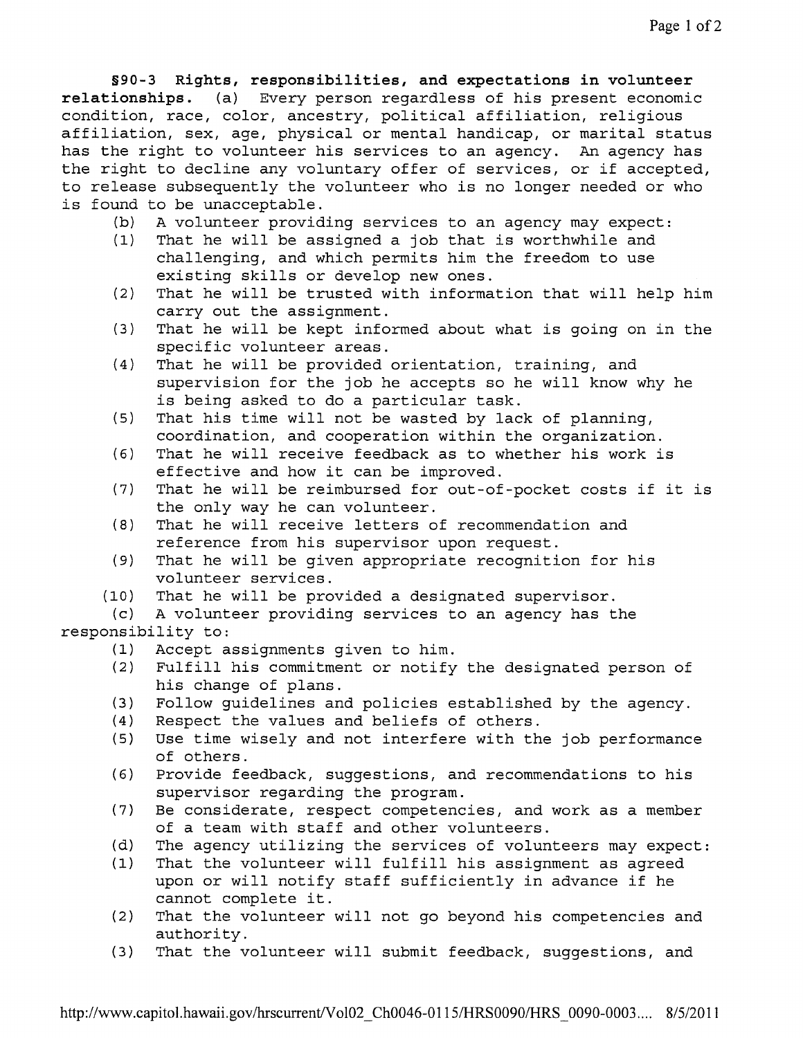**§90-3 Rights, responsibilities, and expectations in volunteer relationships.** (a) Every person regardless of his present economic condition, race, color, ancestry, political affiliation, religious affiliation, sex, age, physical or mental handicap, or marital status has the right to volunteer his services to an agency. An agency has the right to decline any voluntary offer of services, or if accepted, to release subsequently the volunteer who is no longer needed or who is found to be unacceptable.

(b) A volunteer providing services to an agency may expect:

(1) That he will be assigned a job that is worthwhile and challenging, and which permits him the freedom to use existing skills or develop new ones.

(2) That he will be trusted with information that will help him carry out the assignment.

(3) That he will be kept informed about what is going on in the specific volunteer areas.

(4) That he will be provided orientation, training, and supervision for the job he accepts so he will know why he is being asked to do a particular task.

(5) That his time will not be wasted by lack of planning, coordination, and cooperation within the organization.

(6) That he will receive feedback as to whether his work is effective and how it can be improved.

(7) That he will be reimbursed for out-of-pocket costs if it is the only way he can volunteer.

(8) That he will receive letters of recommendation and reference from his supervisor upon request.

(9) That he will be given appropriate recognition for his volunteer services.

(10) That he will be provided a designated supervisor.

(c) A volunteer providing services to an agency has the responsibility to:

(1) Accept assignments given to him.

(2) Fulfill his commitment or notify the designated person of his change of plans.

(3) Follow guidelines and policies established by the agency.

(4) Respect the values and beliefs of others.

(5) Use time wisely and not interfere with the job performance of others.

(6) Provide feedback, suggestions, and recommendations to his supervisor regarding the program.

(7) Be considerate, respect competencies, and work as a member of a team with staff and other volunteers.

(d) The agency utilizing the services of volunteers may expect:

(1) That the volunteer will fulfill his assignment as agreed upon or will notify staff sufficiently in advance if he cannot complete it.

(2) That the volunteer will not go beyond his competencies and authority.

(3) That the volunteer will submit feedback, suggestions, and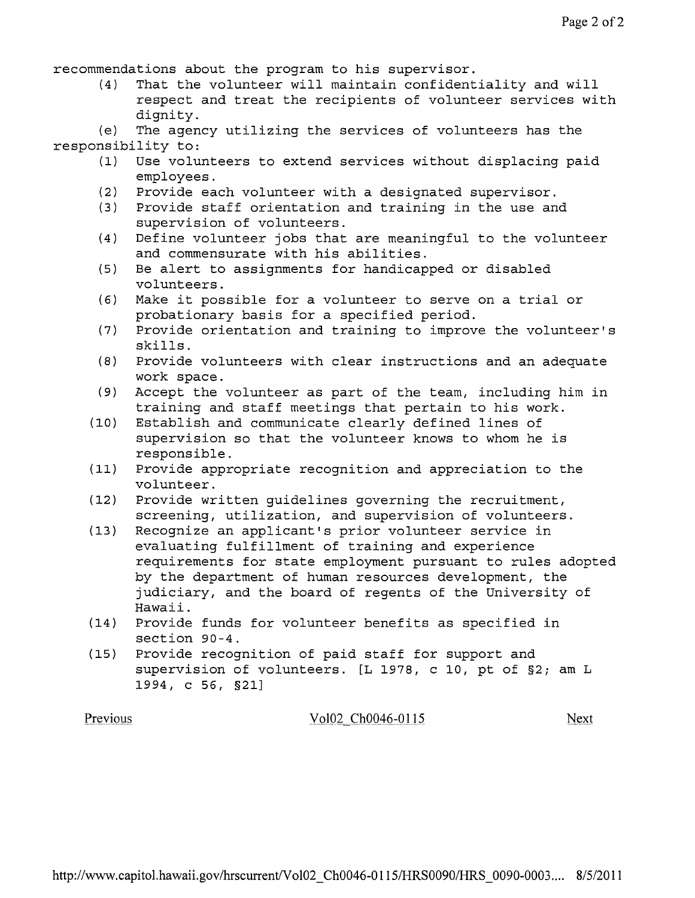recommendations about the program to his supervisor.

(4) That the volunteer will maintain confidentiality and will respect and treat the recipients of volunteer services with dignity.

(e) The agency utilizing the services of volunteers has the responsibility to:

(1) Use volunteers to extend services without displacing paid employees.

(2) Provide each volunteer with a designated supervisor.

(3) Provide staff orientation and training in the use and supervision of volunteers.

(4) Define volunteer jobs that are meaningful to the volunteer and commensurate with his abilities.

(5) Be alert to assignments for handicapped or disabled volunteers.

(6) Make it possible for a volunteer to serve on a trial or probationary basis for a specified period.

(7) Provide orientation and training to improve the volunteer's skills.

(8) Provide volunteers with clear instructions and an adequate work space.

(9) Accept the volunteer as part of the team, including him in training and staff meetings that pertain to his work.

(10) Establish and communicate clearly defined lines of supervision so that the volunteer knows to whom he is responsible.

(11) Provide appropriate recognition and appreciation to the volunteer.

(12) Provide written guidelines governing the recruitment, screening, utilization, and supervision of volunteers.

(13) Recognize an applicant's prior volunteer service in evaluating fulfillment of training and experience requirements for state employment pursuant to rules adopted by the department of human resources development, the judiciary, and the board of regents of the University of Hawaii.

(14) Provide funds for volunteer benefits as specified in section 90-4.

(15) Provide recognition of paid staff for support and supervision of volunteers. [L 1978, c 10, pt of §2; am L 1994, c 56, §21]

Previous Vol02_Ch0046-0115 Next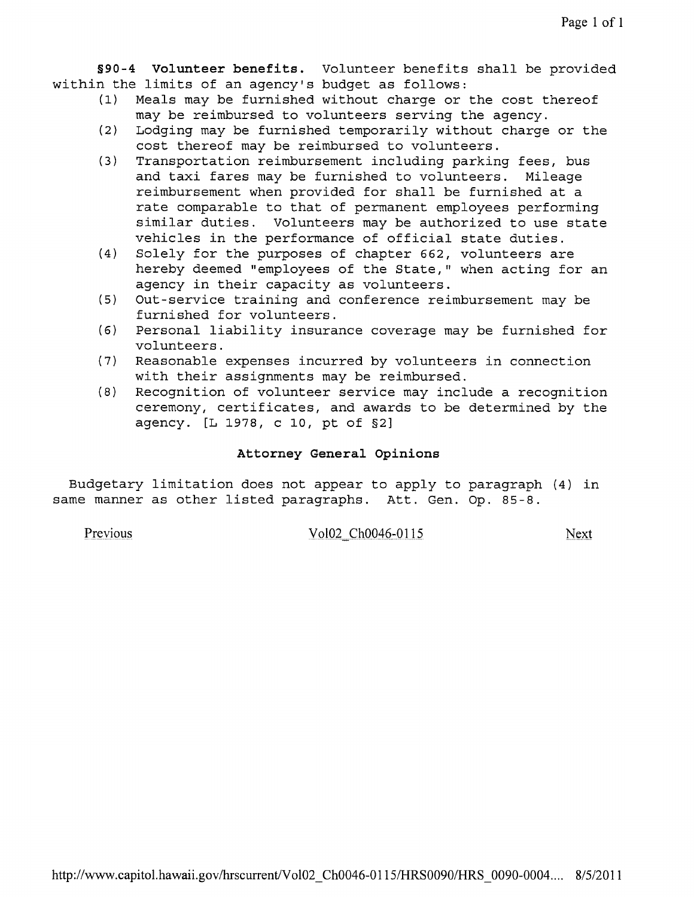**§90-4 Volunteer benefits.** Volunteer benefits shall be provided within the limits of an agency's budget as follows:

(1) Meals may be furnished without charge or the cost thereof may be reimbursed to volunteers serving the agency.

(2) Lodging may be furnished temporarily without charge or the cost thereof may be reimbursed to volunteers.

(3) Transportation reimbursement including parking fees, bus and taxi fares may be furnished to volunteers. Mileage reimbursement when provided for shall be furnished at a rate comparable to that of permanent employees performing similar duties. Volunteers may be authorized to use state vehicles in the performance of official state duties.

(4) Solely for the purposes of chapter 662, volunteers are hereby deemed "employees of the State," when acting for an agency in their capacity as volunteers.

(5) Out-service training and conference reimbursement may be furnished for volunteers.

(6) Personal liability insurance coverage may be furnished for volunteers.

(7) Reasonable expenses incurred by volunteers in connection with their assignments may be reimbursed.

(8) Recognition of volunteer service may include a recognition ceremony, certificates, and awards to be determined by the agency. [L 1978, c 10, pt of §2]

**Attorney General Opinions**

Budgetary limitation does not appear to apply to paragraph (4) in same manner as other listed paragraphs. Att. Gen. Op. 85-8.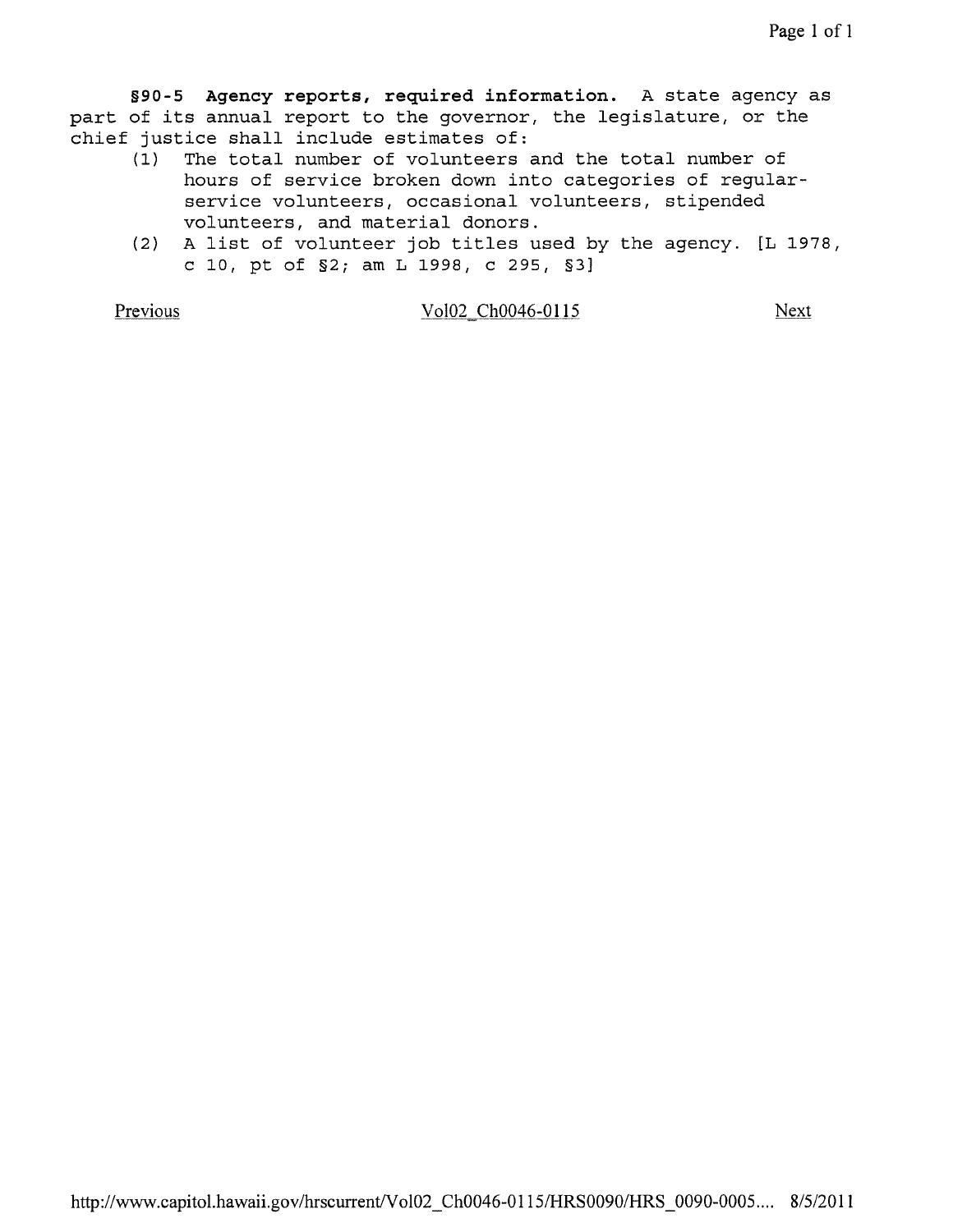**§90-5 Agency reports, required information.** A state agency as part of its annual report to the governor, the legislature, or the chief justice shall include estimates of:

(1) The total number of volunteers and the total number of hours of service broken down into categories of regular-service volunteers, occasional volunteers, stipended volunteers, and material donors.

(2) A list of volunteer job titles used by the agency. [L 1978, c 10, pt of §2; am L 1998, c 295, §3]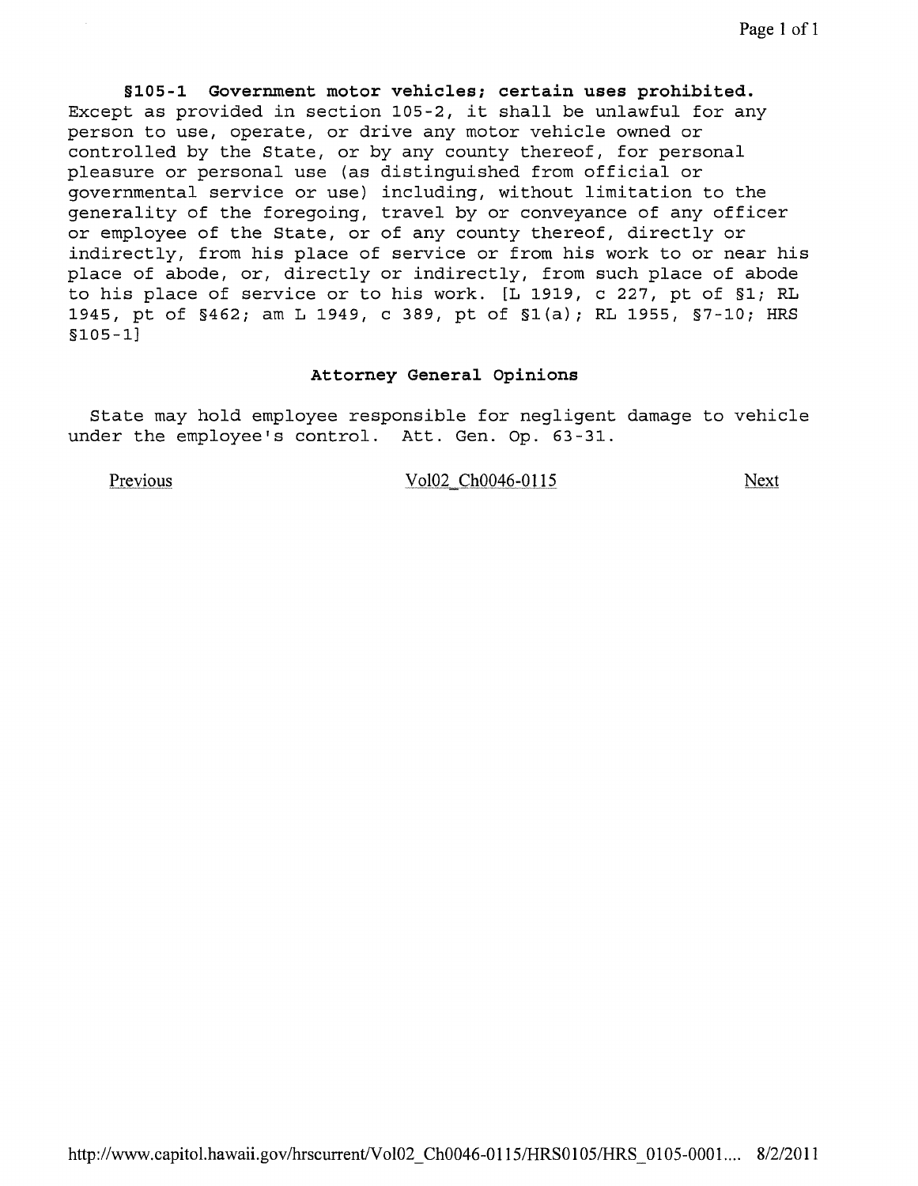**§105-1 Government motor vehicles; certain uses prohibited.** Except as provided in section 105-2, it shall be unlawful for any person to use, operate, or drive any motor vehicle owned or controlled by the State, or by any county thereof, for personal pleasure or personal use (as distinguished from official or governmental service or use) including, without limitation to the generality of the foregoing, travel by or conveyance of any officer or employee of the State, or of any county thereof, directly or indirectly, from his place of service or from his work to or near his place of abode, or, directly or indirectly, from such place of abode to his place of service or to his work. [L 1919, c 227, pt of §1; RL 1945, pt of §462; am L 1949, c 389, pt of §1(a); RL 1955, §7-10; HRS §105-1]

**Attorney General Opinions**

State may hold employee responsible for negligent damage to vehicle under the employee's control. Att. Gen. Op. 63-31.

Previous Vol02_Ch0046-0115 Next

http://www.capitol.hawaii.gov/hrscurrent/Vol02_Ch0046-0115/HRS0105/HRS_0105-0001.... 8/2/2011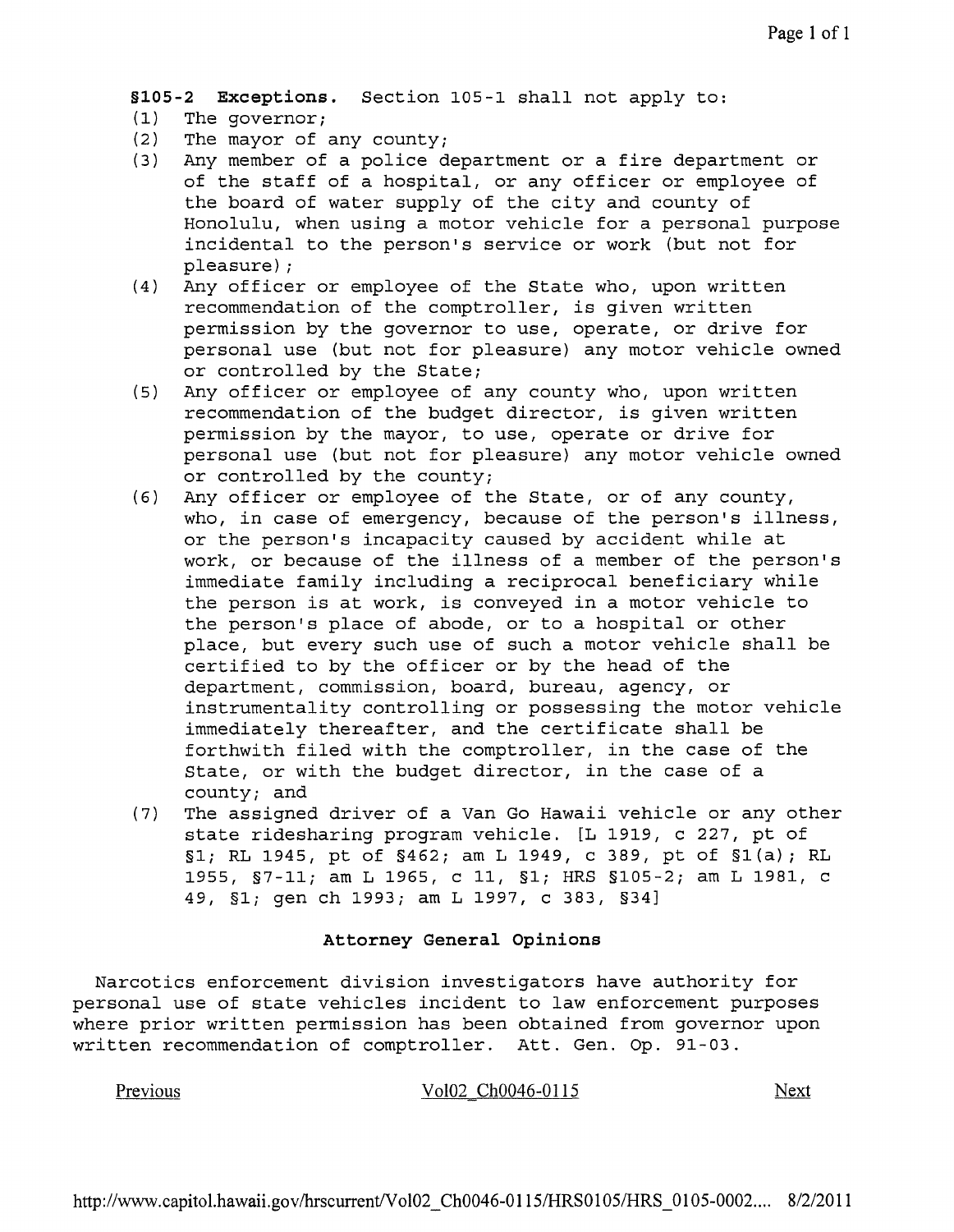**§105-2 Exceptions.** Section 105-1 shall not apply to:

(1) The governor;

(2) The mayor of any county;

(3) Any member of a police department or a fire department or of the staff of a hospital, or any officer or employee of the board of water supply of the city and county of Honolulu, when using a motor vehicle for a personal purpose incidental to the person's service or work (but not for pleasure);

(4) Any officer or employee of the State who, upon written recommendation of the comptroller, is given written permission by the governor to use, operate, or drive for personal use (but not for pleasure) any motor vehicle owned or controlled by the State;

(5) Any officer or employee of any county who, upon written recommendation of the budget director, is given written permission by the mayor, to use, operate or drive for personal use (but not for pleasure) any motor vehicle owned or controlled by the county;

(6) Any officer or employee of the State, or of any county, who, in case of emergency, because of the person's illness, or the person's incapacity caused by accident while at work, or because of the illness of a member of the person's immediate family including a reciprocal beneficiary while the person is at work, is conveyed in a motor vehicle to the person's place of abode, or to a hospital or other place, but every such use of such a motor vehicle shall be certified to by the officer or by the head of the department, commission, board, bureau, agency, or instrumentality controlling or possessing the motor vehicle immediately thereafter, and the certificate shall be forthwith filed with the comptroller, in the case of the State, or with the budget director, in the case of a county; and

(7) The assigned driver of a Van Go Hawaii vehicle or any other state ridesharing program vehicle. [L 1919, c 227, pt of §1; RL 1945, pt of §462; am L 1949, c 389, pt of §1(a); RL 1955, §7-11; am L 1965, c 11, §1; HRS §105-2; am L 1981, c 49, §1; gen ch 1993; am L 1997, c 383, §34]

**Attorney General Opinions**

Narcotics enforcement division investigators have authority for personal use of state vehicles incident to law enforcement purposes where prior written permission has been obtained from governor upon written recommendation of comptroller. Att. Gen. Op. 91-03.

Previous Vol02_Ch0046-0115 Next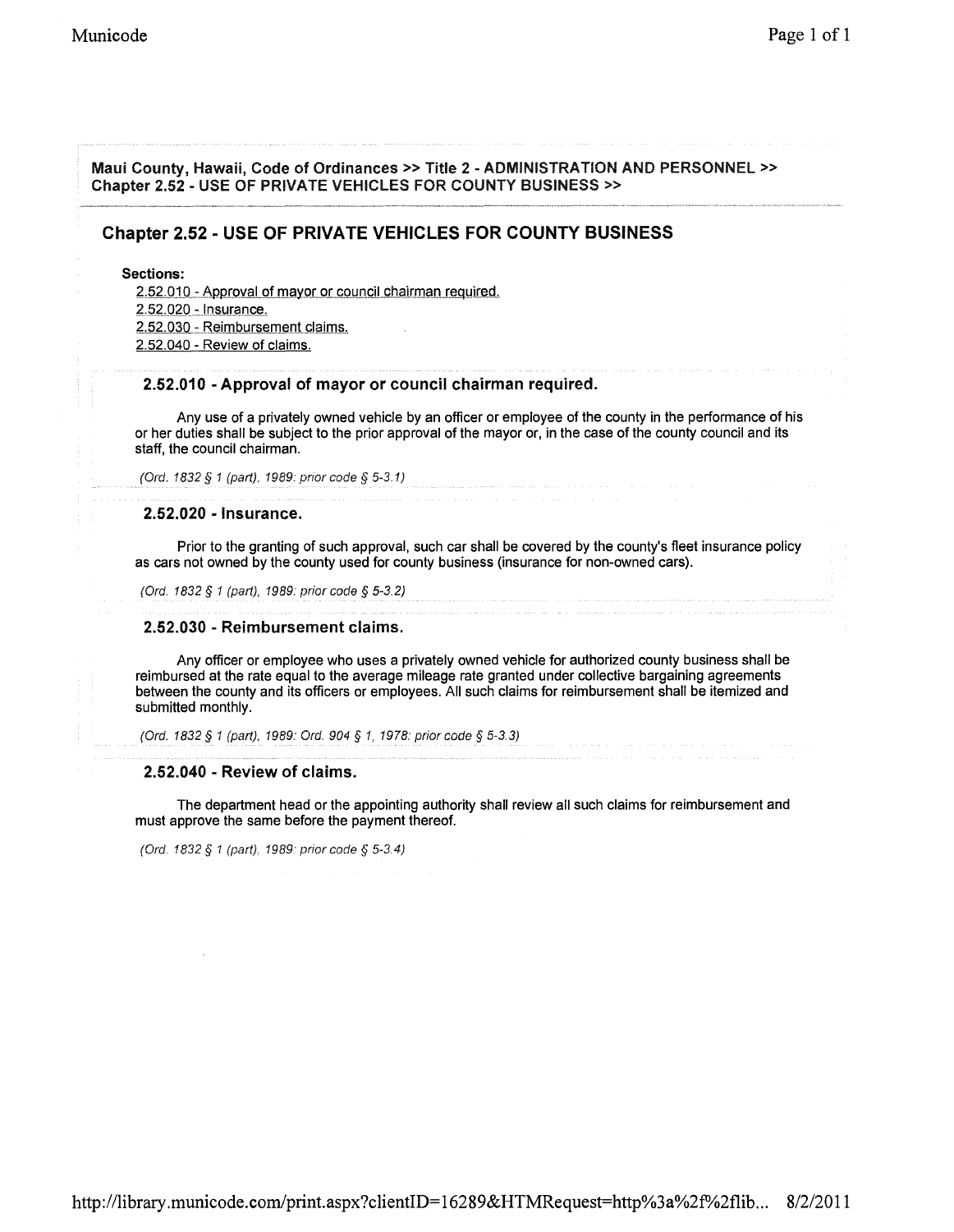**Maui County, Hawaii, Code of Ordinances >> Title 2 - ADMINISTRATION AND PERSONNEL >> Chapter 2.52 - USE OF PRIVATE VEHICLES FOR COUNTY BUSINESS >>**

## Chapter 2.52 - USE OF PRIVATE VEHICLES FOR COUNTY BUSINESS

**Sections:**

2.52.010 - Approval of mayor or council chairman required.
2.52.020 - Insurance.
2.52.030 - Reimbursement claims.
2.52.040 - Review of claims.

### 2.52.010 - Approval of mayor or council chairman required.

Any use of a privately owned vehicle by an officer or employee of the county in the performance of his or her duties shall be subject to the prior approval of the mayor or, in the case of the county council and its staff, the council chairman.

*(Ord. 1832 § 1 (part), 1989: prior code § 5-3.1)*

### 2.52.020 - Insurance.

Prior to the granting of such approval, such car shall be covered by the county's fleet insurance policy as cars not owned by the county used for county business (insurance for non-owned cars).

*(Ord. 1832 § 1 (part), 1989: prior code § 5-3.2)*

### 2.52.030 - Reimbursement claims.

Any officer or employee who uses a privately owned vehicle for authorized county business shall be reimbursed at the rate equal to the average mileage rate granted under collective bargaining agreements between the county and its officers or employees. All such claims for reimbursement shall be itemized and submitted monthly.

*(Ord. 1832 § 1 (part), 1989: Ord. 904 § 1, 1978: prior code § 5-3.3)*

### 2.52.040 - Review of claims.

The department head or the appointing authority shall review all such claims for reimbursement and must approve the same before the payment thereof.

*(Ord. 1832 § 1 (part), 1989: prior code § 5-3.4)*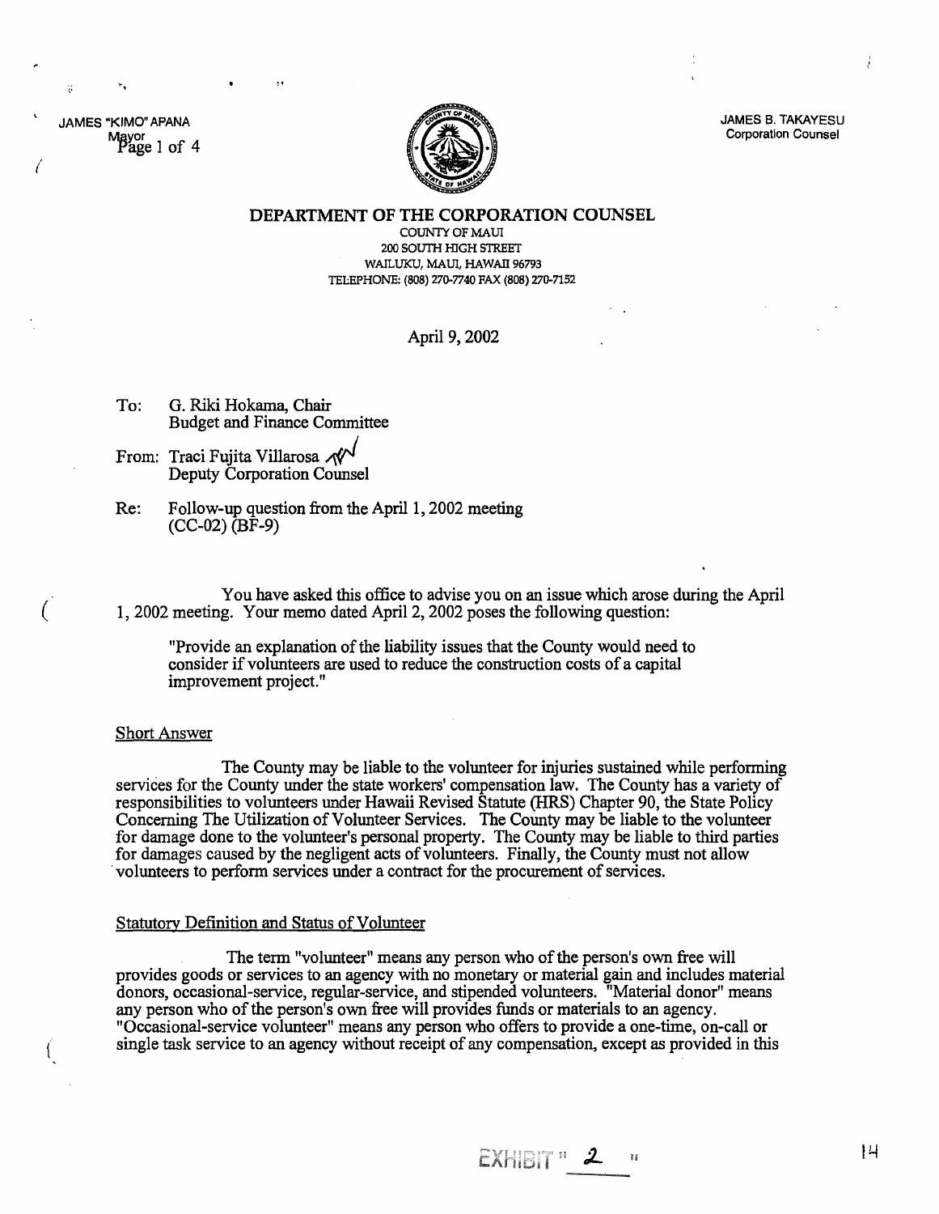JAMES "KIMO" APANA
Mayor

JAMES B. TAKAYESU
Corporation Counsel

**DEPARTMENT OF THE CORPORATION COUNSEL**
COUNTY OF MAUI
200 SOUTH HIGH STREET
WAILUKU, MAUI, HAWAII 96793
TELEPHONE: (808) 270-7740 FAX (808) 270-7152

April 9, 2002

To: G. Riki Hokama, Chair
Budget and Finance Committee

From: Traci Fujita Villarosa
Deputy Corporation Counsel

Re: Follow-up question from the April 1, 2002 meeting
(CC-02) (BF-9)

You have asked this office to advise you on an issue which arose during the April 1, 2002 meeting. Your memo dated April 2, 2002 poses the following question:

> "Provide an explanation of the liability issues that the County would need to consider if volunteers are used to reduce the construction costs of a capital improvement project."

Short Answer

The County may be liable to the volunteer for injuries sustained while performing services for the County under the state workers' compensation law. The County has a variety of responsibilities to volunteers under Hawaii Revised Statute (HRS) Chapter 90, the State Policy Concerning The Utilization of Volunteer Services. The County may be liable to the volunteer for damage done to the volunteer's personal property. The County may be liable to third parties for damages caused by the negligent acts of volunteers. Finally, the County must not allow volunteers to perform services under a contract for the procurement of services.

Statutory Definition and Status of Volunteer

The term "volunteer" means any person who of the person's own free will provides goods or services to an agency with no monetary or material gain and includes material donors, occasional-service, regular-service, and stipended volunteers. "Material donor" means any person who of the person's own free will provides funds or materials to an agency. "Occasional-service volunteer" means any person who offers to provide a one-time, on-call or single task service to an agency without receipt of any compensation, except as provided in this

EXHIBIT " 2 "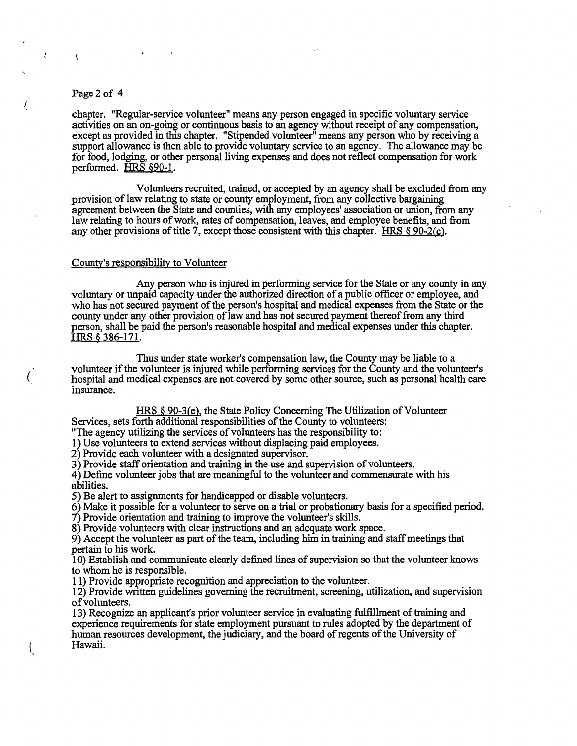chapter. "Regular-service volunteer" means any person engaged in specific voluntary service activities on an on-going or continuous basis to an agency without receipt of any compensation, except as provided in this chapter. "Stipended volunteer" means any person who by receiving a support allowance is then able to provide voluntary service to an agency. The allowance may be for food, lodging, or other personal living expenses and does not reflect compensation for work performed. HRS §90-1.

Volunteers recruited, trained, or accepted by an agency shall be excluded from any provision of law relating to state or county employment, from any collective bargaining agreement between the State and counties, with any employees' association or union, from any law relating to hours of work, rates of compensation, leaves, and employee benefits, and from any other provisions of title 7, except those consistent with this chapter. HRS § 90-2(c).

County's responsibility to Volunteer

Any person who is injured in performing service for the State or any county in any voluntary or unpaid capacity under the authorized direction of a public officer or employee, and who has not secured payment of the person's hospital and medical expenses from the State or the county under any other provision of law and has not secured payment thereof from any third person, shall be paid the person's reasonable hospital and medical expenses under this chapter. HRS § 386-171.

Thus under state worker's compensation law, the County may be liable to a volunteer if the volunteer is injured while performing services for the County and the volunteer's hospital and medical expenses are not covered by some other source, such as personal health care insurance.

HRS § 90-3(e), the State Policy Concerning The Utilization of Volunteer Services, sets forth additional responsibilities of the County to volunteers:
"The agency utilizing the services of volunteers has the responsibility to:
1) Use volunteers to extend services without displacing paid employees.
2) Provide each volunteer with a designated supervisor.
3) Provide staff orientation and training in the use and supervision of volunteers.
4) Define volunteer jobs that are meaningful to the volunteer and commensurate with his abilities.
5) Be alert to assignments for handicapped or disable volunteers.
6) Make it possible for a volunteer to serve on a trial or probationary basis for a specified period.
7) Provide orientation and training to improve the volunteer's skills.
8) Provide volunteers with clear instructions and an adequate work space.
9) Accept the volunteer as part of the team, including him in training and staff meetings that pertain to his work.
10) Establish and communicate clearly defined lines of supervision so that the volunteer knows to whom he is responsible.
11) Provide appropriate recognition and appreciation to the volunteer.
12) Provide written guidelines governing the recruitment, screening, utilization, and supervision of volunteers.
13) Recognize an applicant's prior volunteer service in evaluating fulfillment of training and experience requirements for state employment pursuant to rules adopted by the department of human resources development, the judiciary, and the board of regents of the University of Hawaii.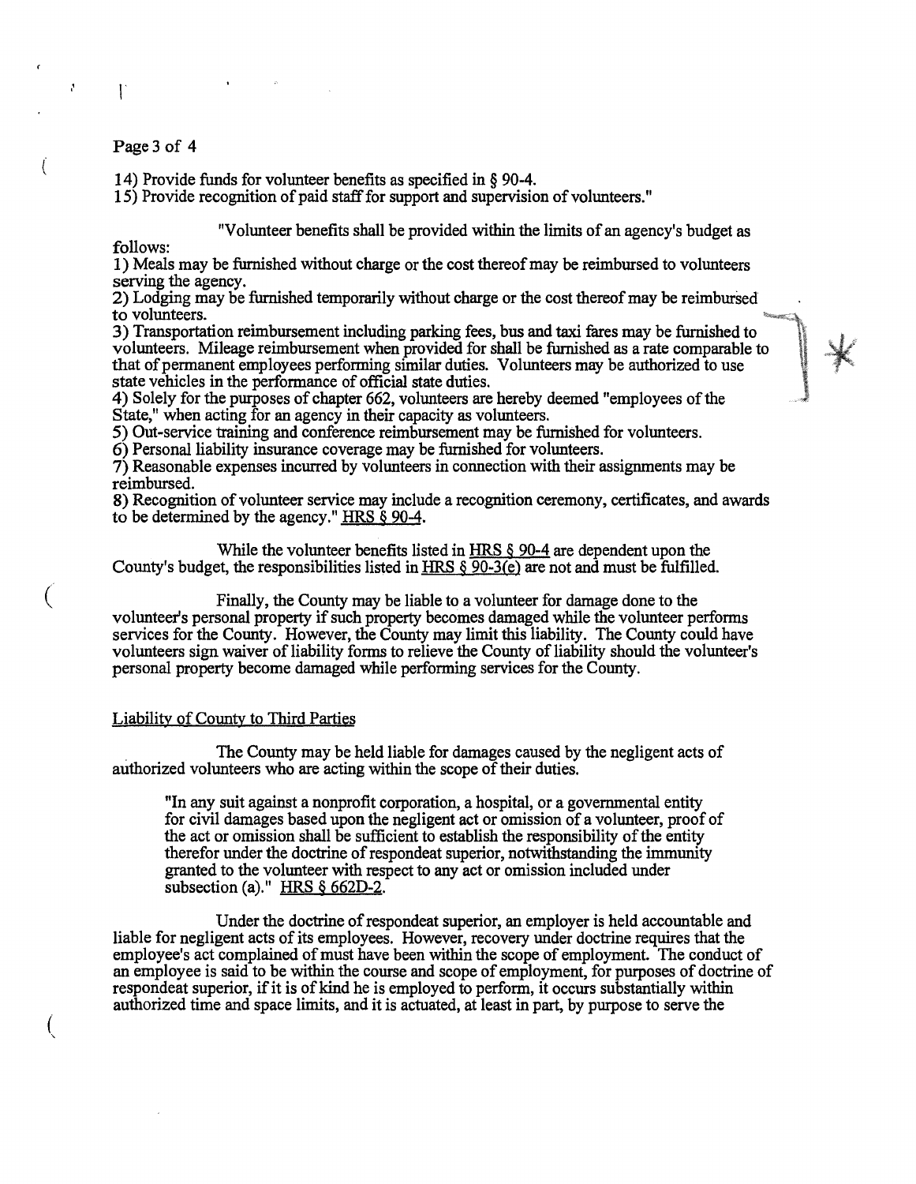14) Provide funds for volunteer benefits as specified in § 90-4.
15) Provide recognition of paid staff for support and supervision of volunteers."

"Volunteer benefits shall be provided within the limits of an agency's budget as follows:

1) Meals may be furnished without charge or the cost thereof may be reimbursed to volunteers serving the agency.
2) Lodging may be furnished temporarily without charge or the cost thereof may be reimbursed to volunteers.
3) Transportation reimbursement including parking fees, bus and taxi fares may be furnished to volunteers. Mileage reimbursement when provided for shall be furnished as a rate comparable to that of permanent employees performing similar duties. Volunteers may be authorized to use state vehicles in the performance of official state duties.
4) Solely for the purposes of chapter 662, volunteers are hereby deemed "employees of the State," when acting for an agency in their capacity as volunteers.
5) Out-service training and conference reimbursement may be furnished for volunteers.
6) Personal liability insurance coverage may be furnished for volunteers.
7) Reasonable expenses incurred by volunteers in connection with their assignments may be reimbursed.
8) Recognition of volunteer service may include a recognition ceremony, certificates, and awards to be determined by the agency." HRS § 90-4.

While the volunteer benefits listed in HRS § 90-4 are dependent upon the County's budget, the responsibilities listed in HRS § 90-3(e) are not and must be fulfilled.

Finally, the County may be liable to a volunteer for damage done to the volunteer's personal property if such property becomes damaged while the volunteer performs services for the County. However, the County may limit this liability. The County could have volunteers sign waiver of liability forms to relieve the County of liability should the volunteer's personal property become damaged while performing services for the County.

## Liability of County to Third Parties

The County may be held liable for damages caused by the negligent acts of authorized volunteers who are acting within the scope of their duties.

> "In any suit against a nonprofit corporation, a hospital, or a governmental entity for civil damages based upon the negligent act or omission of a volunteer, proof of the act or omission shall be sufficient to establish the responsibility of the entity therefor under the doctrine of respondeat superior, notwithstanding the immunity granted to the volunteer with respect to any act or omission included under subsection (a)." HRS § 662D-2.

Under the doctrine of respondeat superior, an employer is held accountable and liable for negligent acts of its employees. However, recovery under doctrine requires that the employee's act complained of must have been within the scope of employment. The conduct of an employee is said to be within the course and scope of employment, for purposes of doctrine of respondeat superior, if it is of kind he is employed to perform, it occurs substantially within authorized time and space limits, and it is actuated, at least in part, by purpose to serve the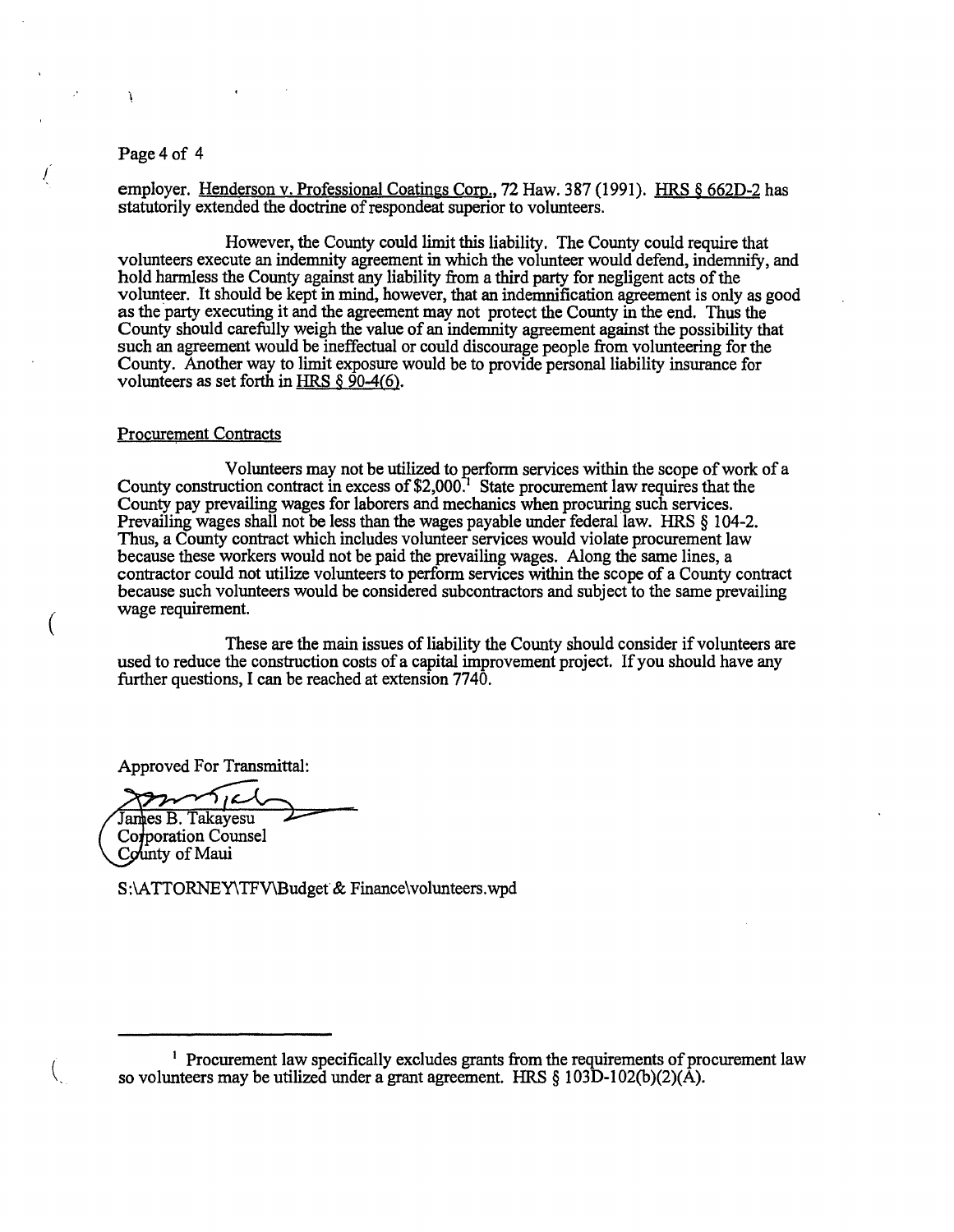employer. Henderson v. Professional Coatings Corp., 72 Haw. 387 (1991). HRS § 662D-2 has statutorily extended the doctrine of respondeat superior to volunteers.

However, the County could limit this liability. The County could require that volunteers execute an indemnity agreement in which the volunteer would defend, indemnify, and hold harmless the County against any liability from a third party for negligent acts of the volunteer. It should be kept in mind, however, that an indemnification agreement is only as good as the party executing it and the agreement may not protect the County in the end. Thus the County should carefully weigh the value of an indemnity agreement against the possibility that such an agreement would be ineffectual or could discourage people from volunteering for the County. Another way to limit exposure would be to provide personal liability insurance for volunteers as set forth in HRS § 90-4(6).

Procurement Contracts

Volunteers may not be utilized to perform services within the scope of work of a County construction contract in excess of $2,000.[1] State procurement law requires that the County pay prevailing wages for laborers and mechanics when procuring such services. Prevailing wages shall not be less than the wages payable under federal law. HRS § 104-2. Thus, a County contract which includes volunteer services would violate procurement law because these workers would not be paid the prevailing wages. Along the same lines, a contractor could not utilize volunteers to perform services within the scope of a County contract because such volunteers would be considered subcontractors and subject to the same prevailing wage requirement.

These are the main issues of liability the County should consider if volunteers are used to reduce the construction costs of a capital improvement project. If you should have any further questions, I can be reached at extension 7740.

Approved For Transmittal:

James B. Takayesu
Corporation Counsel
County of Maui

S:\ATTORNEY\TFV\Budget & Finance\volunteers.wpd

[1] Procurement law specifically excludes grants from the requirements of procurement law so volunteers may be utilized under a grant agreement. HRS § 103D-102(b)(2)(A).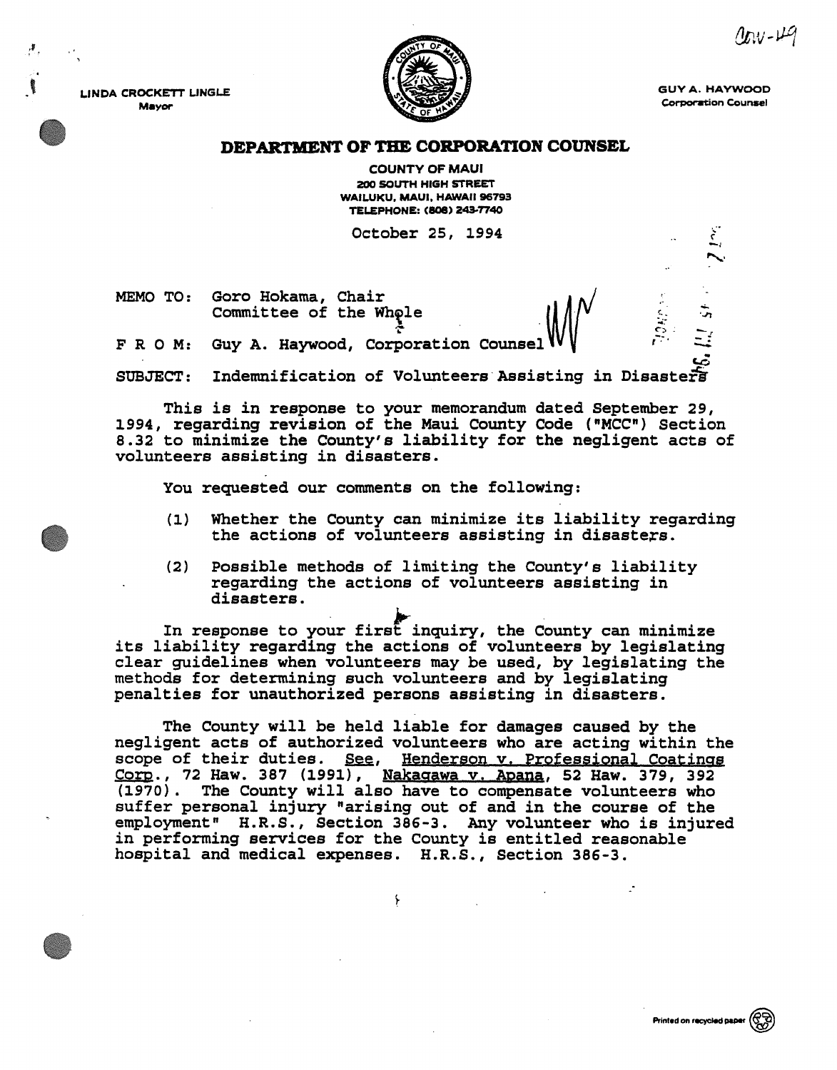COW-49

LINDA CROCKETT LINGLE
Mayor

GUY A. HAYWOOD
Corporation Counsel

# DEPARTMENT OF THE CORPORATION COUNSEL

COUNTY OF MAUI
200 SOUTH HIGH STREET
WAILUKU, MAUI, HAWAII 96793
TELEPHONE: (808) 243-7740

October 25, 1994

MEMO TO: Goro Hokama, Chair
Committee of the Whole

F R O M: Guy A. Haywood, Corporation Counsel

SUBJECT: Indemnification of Volunteers Assisting in Disasters

This is in response to your memorandum dated September 29, 1994, regarding revision of the Maui County Code ("MCC") Section 8.32 to minimize the County's liability for the negligent acts of volunteers assisting in disasters.

You requested our comments on the following:

(1) Whether the County can minimize its liability regarding the actions of volunteers assisting in disasters.

(2) Possible methods of limiting the County's liability regarding the actions of volunteers assisting in disasters.

In response to your first inquiry, the County can minimize its liability regarding the actions of volunteers by legislating clear guidelines when volunteers may be used, by legislating the methods for determining such volunteers and by legislating penalties for unauthorized persons assisting in disasters.

The County will be held liable for damages caused by the negligent acts of authorized volunteers who are acting within the scope of their duties. See, Henderson v. Professional Coatings Corp., 72 Haw. 387 (1991), Nakagawa v. Apana, 52 Haw. 379, 392 (1970). The County will also have to compensate volunteers who suffer personal injury "arising out of and in the course of the employment" H.R.S., Section 386-3. Any volunteer who is injured in performing services for the County is entitled reasonable hospital and medical expenses. H.R.S., Section 386-3.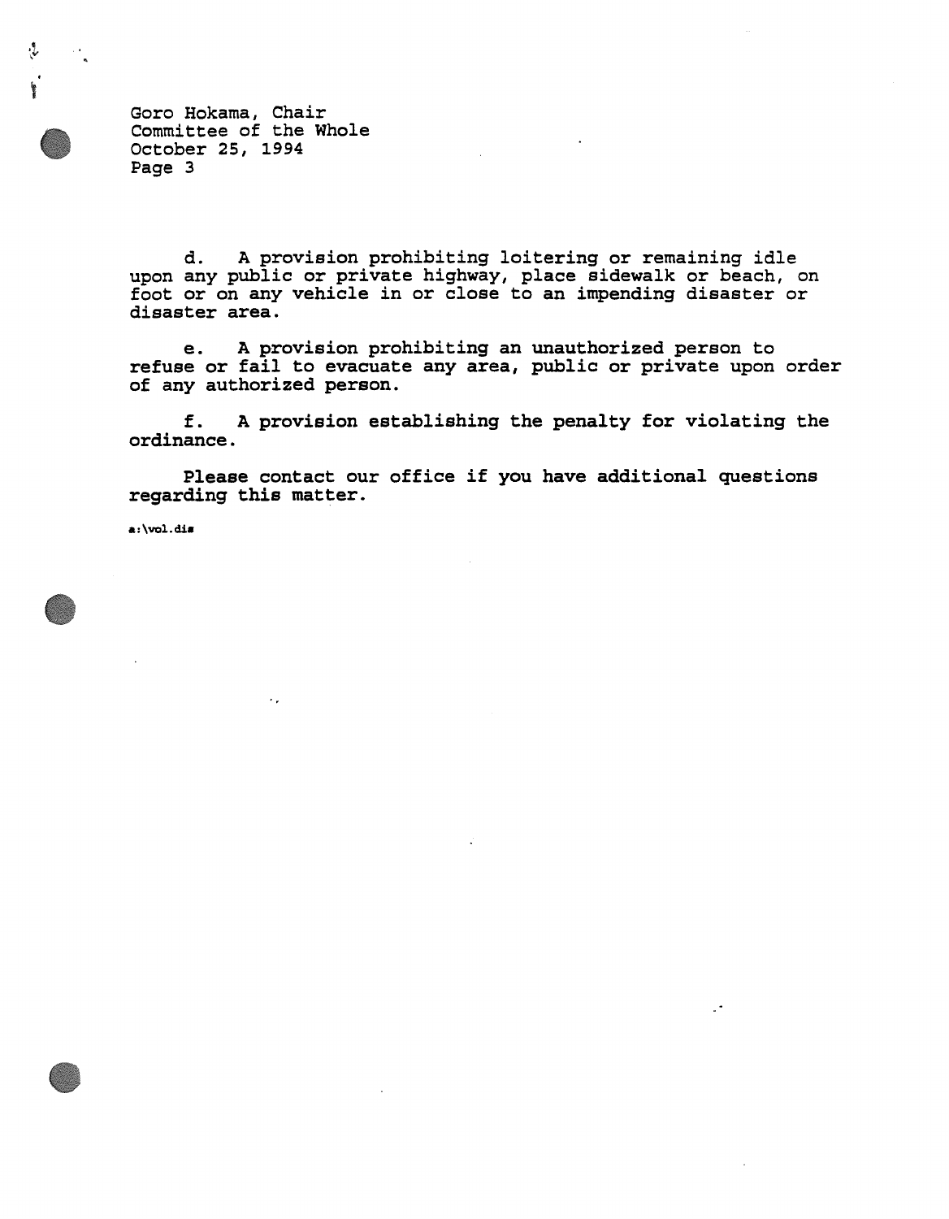Goro Hokama, Chair
Committee of the Whole
October 25, 1994

d. A provision prohibiting loitering or remaining idle upon any public or private highway, place sidewalk or beach, on foot or on any vehicle in or close to an impending disaster or disaster area.

e. A provision prohibiting an unauthorized person to refuse or fail to evacuate any area, public or private upon order of any authorized person.

f. A provision establishing the penalty for violating the ordinance.

Please contact our office if you have additional questions regarding this matter.

a:\vol.dis